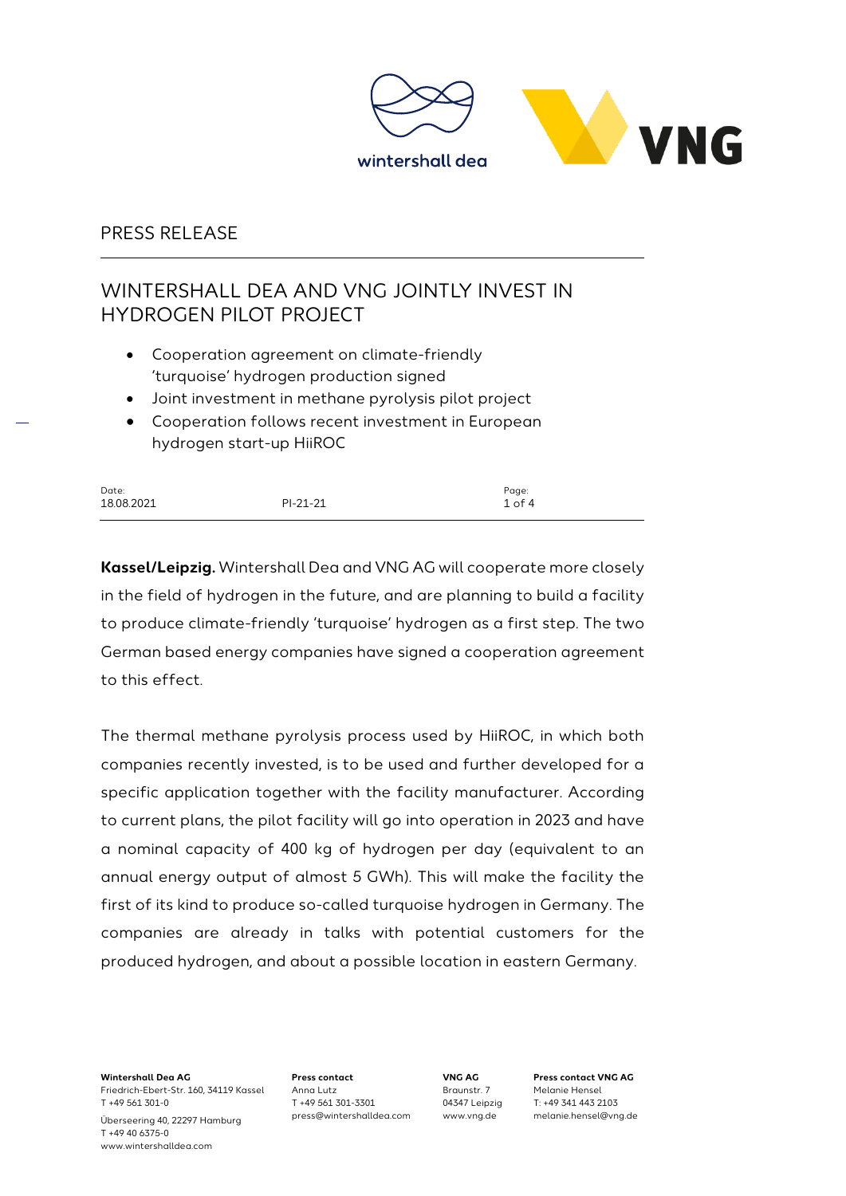PRESS RELEASE

# WINTERSHALL DEA AND VNG JOINTLY INVEST IN HYDROGEN PILOT PROJECT

- Cooperation agreement on climate-friendly 'turquoise' hydrogen production signed
- Joint investment in methane pyrolysis pilot project
- Cooperation follows recent investment in European hydrogen start-up HiiROC

| Date: | | Page: |
|---|---|---|
| 18.08.2021 | PI-21-21 | 1 of 4 |

**Kassel/Leipzig.** Wintershall Dea and VNG AG will cooperate more closely in the field of hydrogen in the future, and are planning to build a facility to produce climate-friendly 'turquoise' hydrogen as a first step. The two German based energy companies have signed a cooperation agreement to this effect.

The thermal methane pyrolysis process used by HiiROC, in which both companies recently invested, is to be used and further developed for a specific application together with the facility manufacturer. According to current plans, the pilot facility will go into operation in 2023 and have a nominal capacity of 400 kg of hydrogen per day (equivalent to an annual energy output of almost 5 GWh). This will make the facility the first of its kind to produce so-called turquoise hydrogen in Germany. The companies are already in talks with potential customers for the produced hydrogen, and about a possible location in eastern Germany.

**Wintershall Dea AG**
Friedrich-Ebert-Str. 160, 34119 Kassel
T +49 561 301-0
Überseering 40, 22297 Hamburg
T +49 40 6375-0
www.wintershalldea.com

**Press contact**
Anna Lutz
T +49 561 301-3301
press@wintershalldea.com

**VNG AG**
Braunstr. 7
04347 Leipzig
www.vng.de

**Press contact VNG AG**
Melanie Hensel
T: +49 341 443 2103
melanie.hensel@vng.de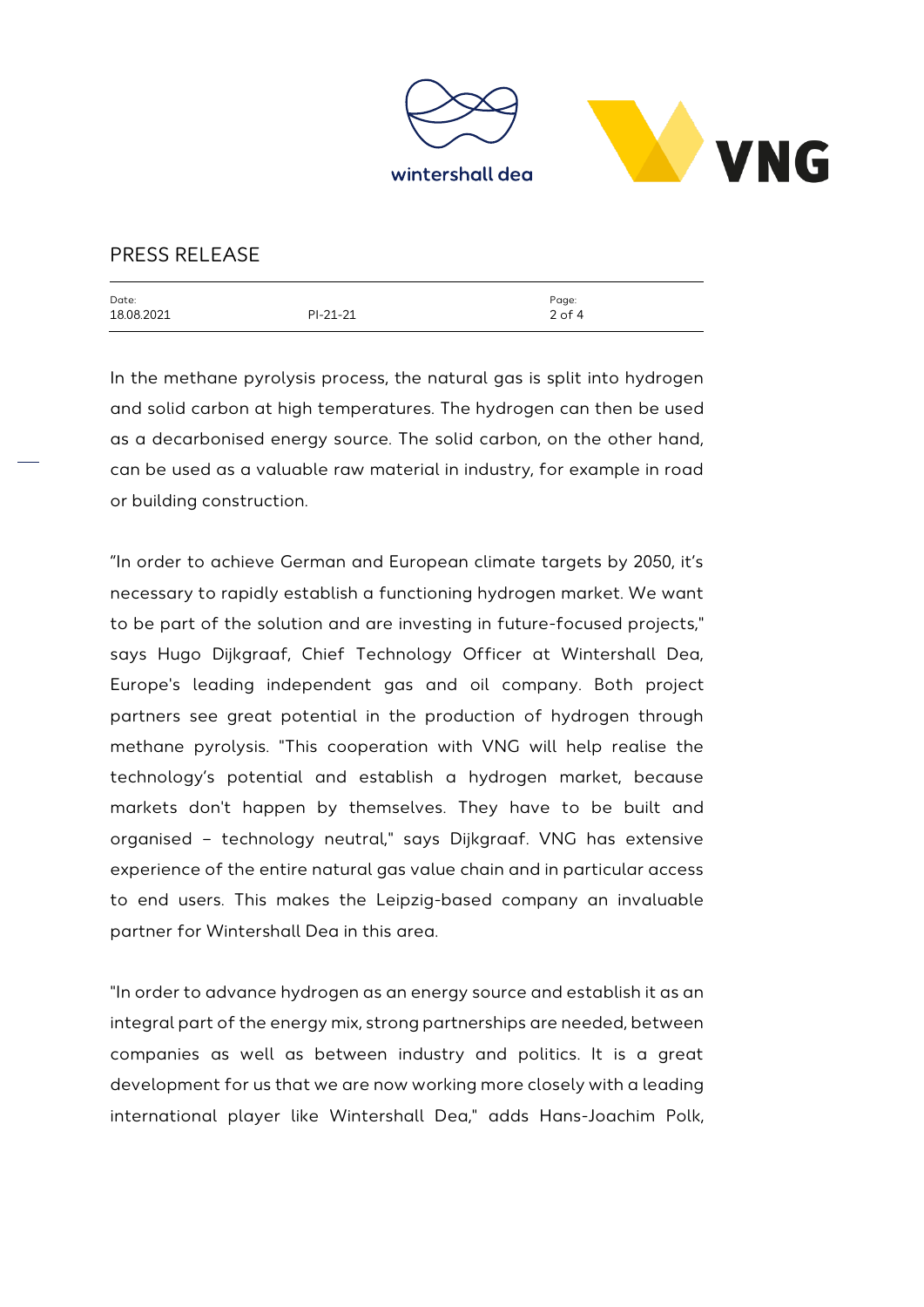In the methane pyrolysis process, the natural gas is split into hydrogen and solid carbon at high temperatures. The hydrogen can then be used as a decarbonised energy source. The solid carbon, on the other hand, can be used as a valuable raw material in industry, for example in road or building construction.

"In order to achieve German and European climate targets by 2050, it's necessary to rapidly establish a functioning hydrogen market. We want to be part of the solution and are investing in future-focused projects," says Hugo Dijkgraaf, Chief Technology Officer at Wintershall Dea, Europe's leading independent gas and oil company. Both project partners see great potential in the production of hydrogen through methane pyrolysis. "This cooperation with VNG will help realise the technology's potential and establish a hydrogen market, because markets don't happen by themselves. They have to be built and organised – technology neutral," says Dijkgraaf. VNG has extensive experience of the entire natural gas value chain and in particular access to end users. This makes the Leipzig-based company an invaluable partner for Wintershall Dea in this area.

"In order to advance hydrogen as an energy source and establish it as an integral part of the energy mix, strong partnerships are needed, between companies as well as between industry and politics. It is a great development for us that we are now working more closely with a leading international player like Wintershall Dea," adds Hans-Joachim Polk,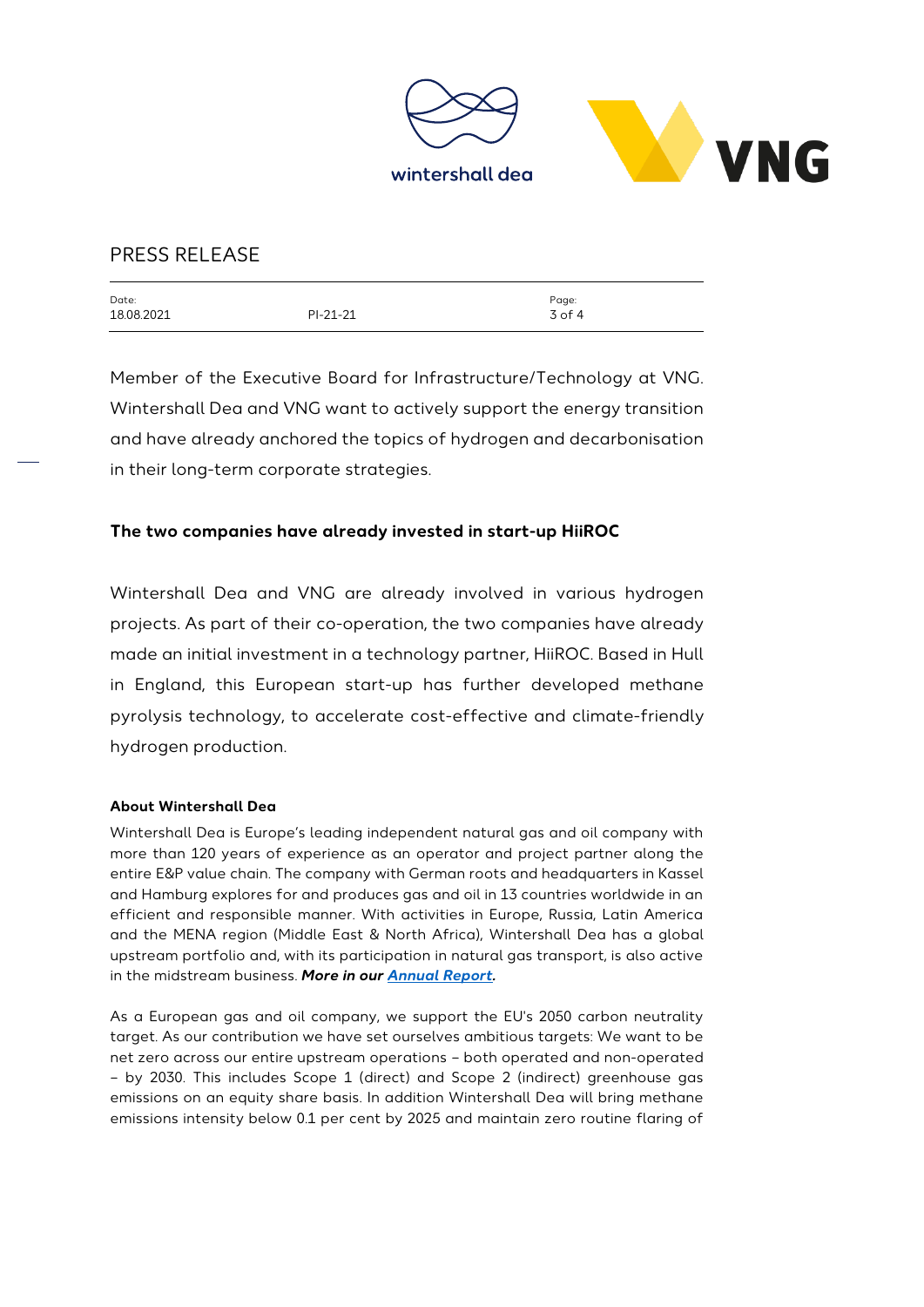Member of the Executive Board for Infrastructure/Technology at VNG. Wintershall Dea and VNG want to actively support the energy transition and have already anchored the topics of hydrogen and decarbonisation in their long-term corporate strategies.

**The two companies have already invested in start-up HiiROC**

Wintershall Dea and VNG are already involved in various hydrogen projects. As part of their co-operation, the two companies have already made an initial investment in a technology partner, HiiROC. Based in Hull in England, this European start-up has further developed methane pyrolysis technology, to accelerate cost-effective and climate-friendly hydrogen production.

**About Wintershall Dea**

Wintershall Dea is Europe's leading independent natural gas and oil company with more than 120 years of experience as an operator and project partner along the entire E&P value chain. The company with German roots and headquarters in Kassel and Hamburg explores for and produces gas and oil in 13 countries worldwide in an efficient and responsible manner. With activities in Europe, Russia, Latin America and the MENA region (Middle East & North Africa), Wintershall Dea has a global upstream portfolio and, with its participation in natural gas transport, is also active in the midstream business. ***More in our Annual Report.***

As a European gas and oil company, we support the EU's 2050 carbon neutrality target. As our contribution we have set ourselves ambitious targets: We want to be net zero across our entire upstream operations – both operated and non-operated – by 2030. This includes Scope 1 (direct) and Scope 2 (indirect) greenhouse gas emissions on an equity share basis. In addition Wintershall Dea will bring methane emissions intensity below 0.1 per cent by 2025 and maintain zero routine flaring of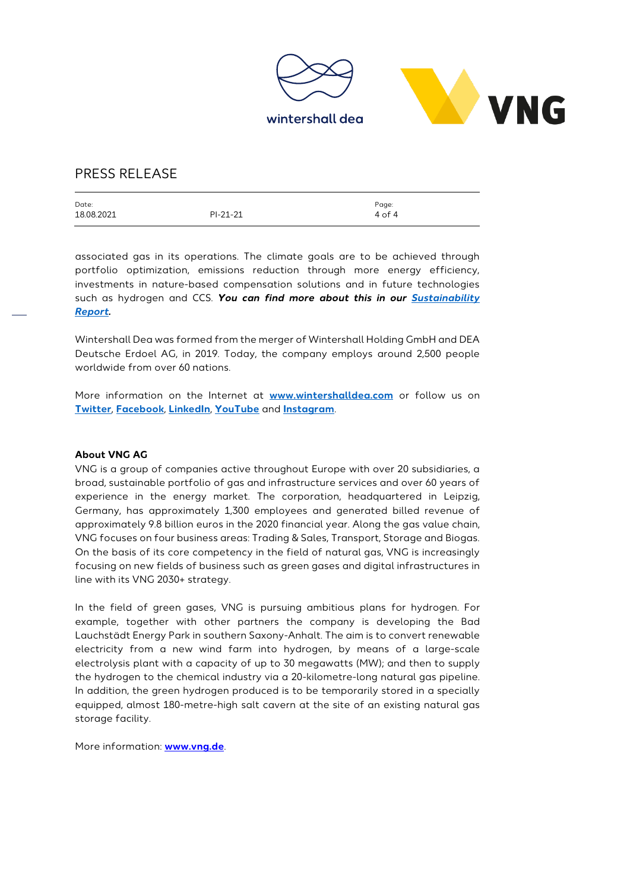associated gas in its operations. The climate goals are to be achieved through portfolio optimization, emissions reduction through more energy efficiency, investments in nature-based compensation solutions and in future technologies such as hydrogen and CCS. ***You can find more about this in our Sustainability Report.***

Wintershall Dea was formed from the merger of Wintershall Holding GmbH and DEA Deutsche Erdoel AG, in 2019. Today, the company employs around 2,500 people worldwide from over 60 nations.

More information on the Internet at **www.wintershalldea.com** or follow us on **Twitter**, **Facebook**, **LinkedIn**, **YouTube** and **Instagram**.

**About VNG AG**

VNG is a group of companies active throughout Europe with over 20 subsidiaries, a broad, sustainable portfolio of gas and infrastructure services and over 60 years of experience in the energy market. The corporation, headquartered in Leipzig, Germany, has approximately 1,300 employees and generated billed revenue of approximately 9.8 billion euros in the 2020 financial year. Along the gas value chain, VNG focuses on four business areas: Trading & Sales, Transport, Storage and Biogas. On the basis of its core competency in the field of natural gas, VNG is increasingly focusing on new fields of business such as green gases and digital infrastructures in line with its VNG 2030+ strategy.

In the field of green gases, VNG is pursuing ambitious plans for hydrogen. For example, together with other partners the company is developing the Bad Lauchstädt Energy Park in southern Saxony-Anhalt. The aim is to convert renewable electricity from a new wind farm into hydrogen, by means of a large-scale electrolysis plant with a capacity of up to 30 megawatts (MW); and then to supply the hydrogen to the chemical industry via a 20-kilometre-long natural gas pipeline. In addition, the green hydrogen produced is to be temporarily stored in a specially equipped, almost 180-metre-high salt cavern at the site of an existing natural gas storage facility.

More information: **www.vng.de**.